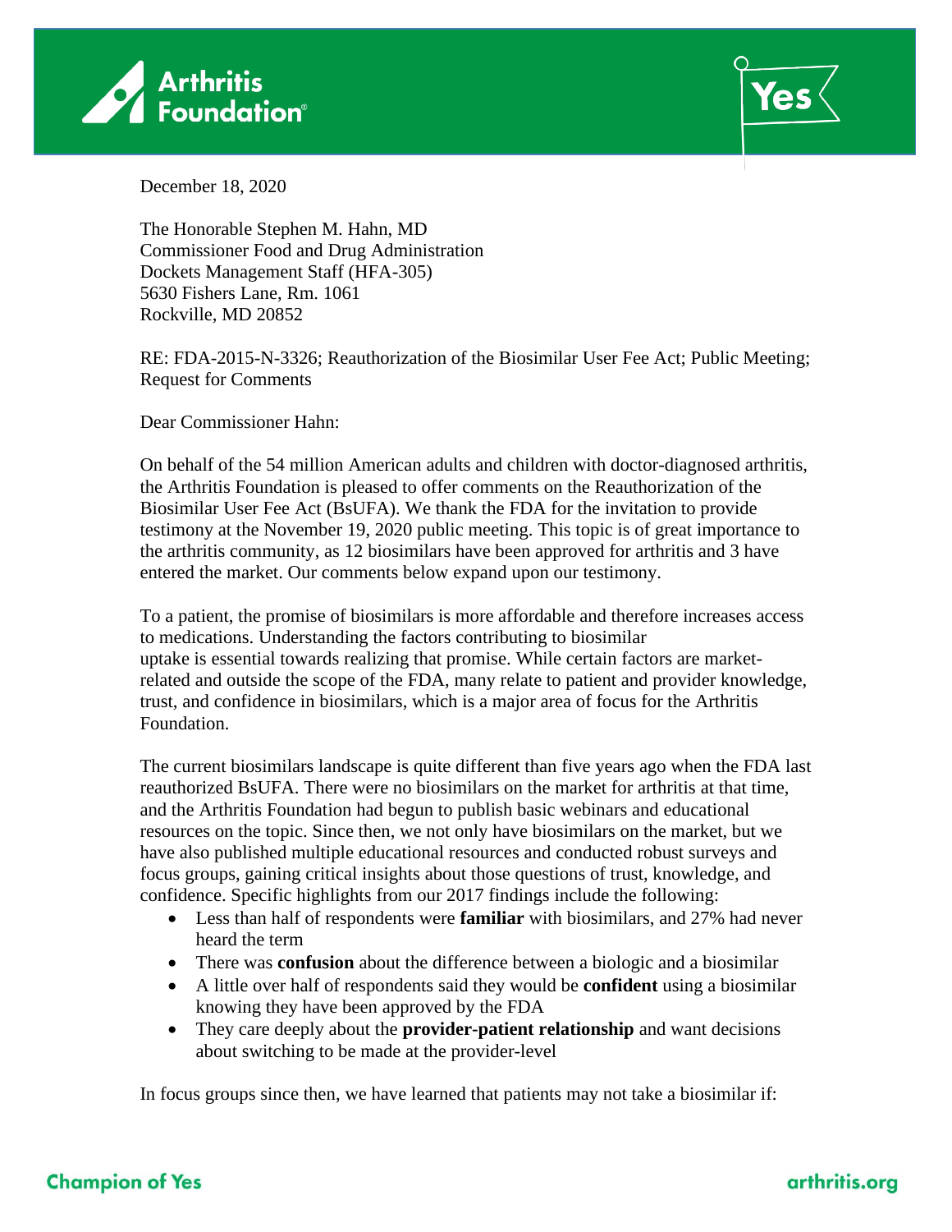December 18, 2020

The Honorable Stephen M. Hahn, MD
Commissioner Food and Drug Administration
Dockets Management Staff (HFA-305)
5630 Fishers Lane, Rm. 1061
Rockville, MD 20852

RE: FDA-2015-N-3326; Reauthorization of the Biosimilar User Fee Act; Public Meeting; Request for Comments

Dear Commissioner Hahn:

On behalf of the 54 million American adults and children with doctor-diagnosed arthritis, the Arthritis Foundation is pleased to offer comments on the Reauthorization of the Biosimilar User Fee Act (BsUFA). We thank the FDA for the invitation to provide testimony at the November 19, 2020 public meeting. This topic is of great importance to the arthritis community, as 12 biosimilars have been approved for arthritis and 3 have entered the market. Our comments below expand upon our testimony.

To a patient, the promise of biosimilars is more affordable and therefore increases access to medications. Understanding the factors contributing to biosimilar uptake is essential towards realizing that promise. While certain factors are market-related and outside the scope of the FDA, many relate to patient and provider knowledge, trust, and confidence in biosimilars, which is a major area of focus for the Arthritis Foundation.

The current biosimilars landscape is quite different than five years ago when the FDA last reauthorized BsUFA. There were no biosimilars on the market for arthritis at that time, and the Arthritis Foundation had begun to publish basic webinars and educational resources on the topic. Since then, we not only have biosimilars on the market, but we have also published multiple educational resources and conducted robust surveys and focus groups, gaining critical insights about those questions of trust, knowledge, and confidence. Specific highlights from our 2017 findings include the following:

- Less than half of respondents were **familiar** with biosimilars, and 27% had never heard the term
- There was **confusion** about the difference between a biologic and a biosimilar
- A little over half of respondents said they would be **confident** using a biosimilar knowing they have been approved by the FDA
- They care deeply about the **provider-patient relationship** and want decisions about switching to be made at the provider-level

In focus groups since then, we have learned that patients may not take a biosimilar if: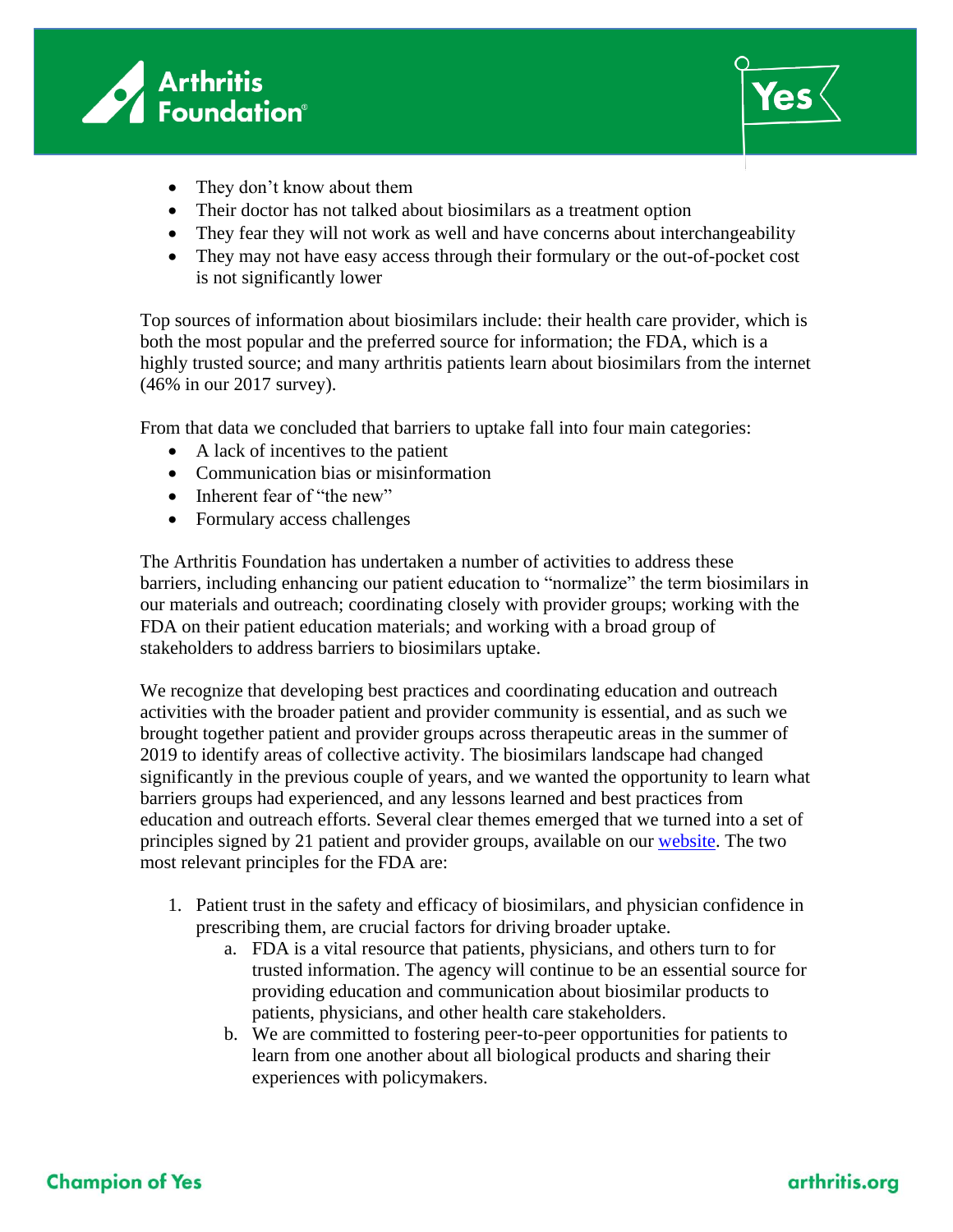- They don't know about them
- Their doctor has not talked about biosimilars as a treatment option
- They fear they will not work as well and have concerns about interchangeability
- They may not have easy access through their formulary or the out-of-pocket cost is not significantly lower

Top sources of information about biosimilars include: their health care provider, which is both the most popular and the preferred source for information; the FDA, which is a highly trusted source; and many arthritis patients learn about biosimilars from the internet (46% in our 2017 survey).

From that data we concluded that barriers to uptake fall into four main categories:

- A lack of incentives to the patient
- Communication bias or misinformation
- Inherent fear of "the new"
- Formulary access challenges

The Arthritis Foundation has undertaken a number of activities to address these barriers, including enhancing our patient education to "normalize" the term biosimilars in our materials and outreach; coordinating closely with provider groups; working with the FDA on their patient education materials; and working with a broad group of stakeholders to address barriers to biosimilars uptake.

We recognize that developing best practices and coordinating education and outreach activities with the broader patient and provider community is essential, and as such we brought together patient and provider groups across therapeutic areas in the summer of 2019 to identify areas of collective activity. The biosimilars landscape had changed significantly in the previous couple of years, and we wanted the opportunity to learn what barriers groups had experienced, and any lessons learned and best practices from education and outreach efforts. Several clear themes emerged that we turned into a set of principles signed by 21 patient and provider groups, available on our website. The two most relevant principles for the FDA are:

1. Patient trust in the safety and efficacy of biosimilars, and physician confidence in prescribing them, are crucial factors for driving broader uptake.
   a. FDA is a vital resource that patients, physicians, and others turn to for trusted information. The agency will continue to be an essential source for providing education and communication about biosimilar products to patients, physicians, and other health care stakeholders.
   b. We are committed to fostering peer-to-peer opportunities for patients to learn from one another about all biological products and sharing their experiences with policymakers.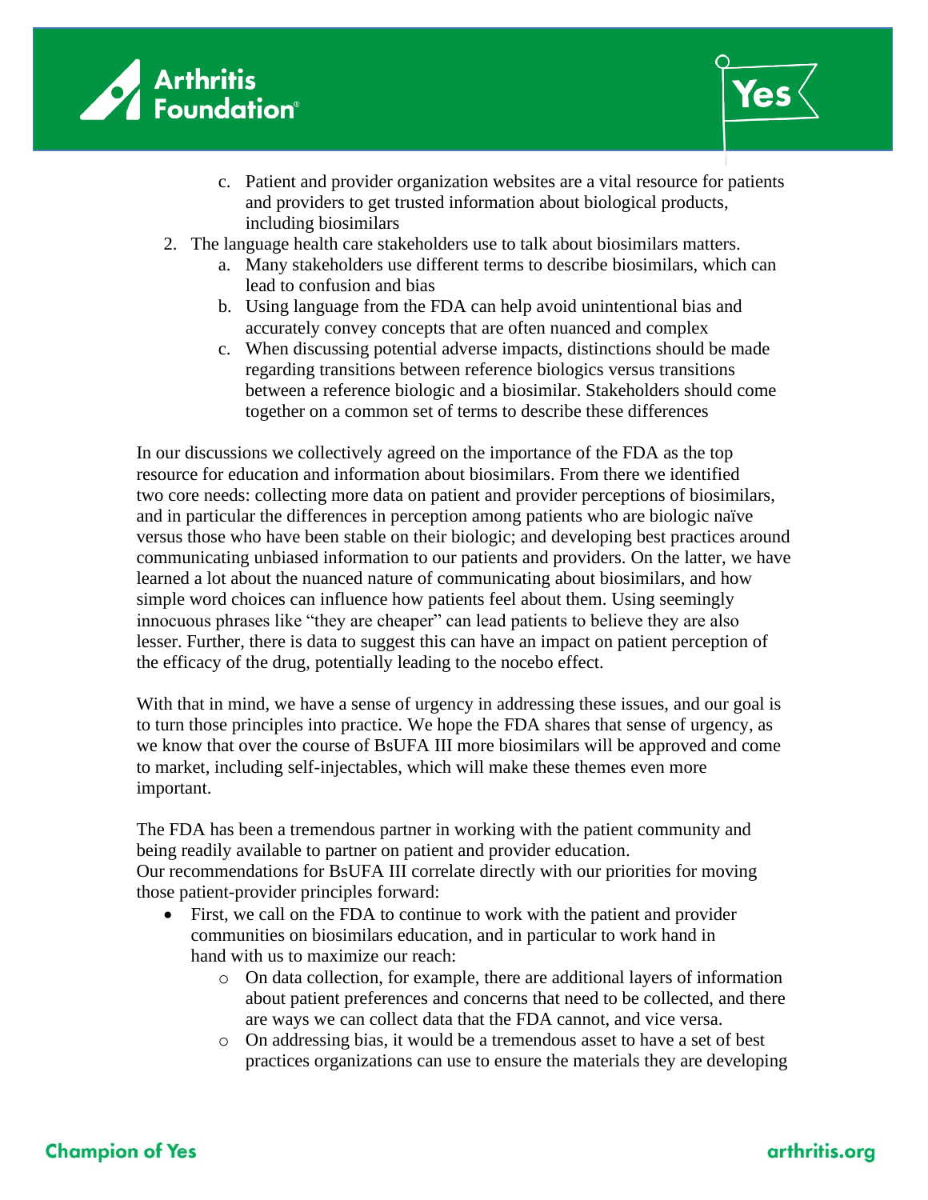c. Patient and provider organization websites are a vital resource for patients and providers to get trusted information about biological products, including biosimilars

2. The language health care stakeholders use to talk about biosimilars matters.
   a. Many stakeholders use different terms to describe biosimilars, which can lead to confusion and bias
   b. Using language from the FDA can help avoid unintentional bias and accurately convey concepts that are often nuanced and complex
   c. When discussing potential adverse impacts, distinctions should be made regarding transitions between reference biologics versus transitions between a reference biologic and a biosimilar. Stakeholders should come together on a common set of terms to describe these differences

In our discussions we collectively agreed on the importance of the FDA as the top resource for education and information about biosimilars. From there we identified two core needs: collecting more data on patient and provider perceptions of biosimilars, and in particular the differences in perception among patients who are biologic naïve versus those who have been stable on their biologic; and developing best practices around communicating unbiased information to our patients and providers. On the latter, we have learned a lot about the nuanced nature of communicating about biosimilars, and how simple word choices can influence how patients feel about them. Using seemingly innocuous phrases like "they are cheaper" can lead patients to believe they are also lesser. Further, there is data to suggest this can have an impact on patient perception of the efficacy of the drug, potentially leading to the nocebo effect.

With that in mind, we have a sense of urgency in addressing these issues, and our goal is to turn those principles into practice. We hope the FDA shares that sense of urgency, as we know that over the course of BsUFA III more biosimilars will be approved and come to market, including self-injectables, which will make these themes even more important.

The FDA has been a tremendous partner in working with the patient community and being readily available to partner on patient and provider education. Our recommendations for BsUFA III correlate directly with our priorities for moving those patient-provider principles forward:

- First, we call on the FDA to continue to work with the patient and provider communities on biosimilars education, and in particular to work hand in hand with us to maximize our reach:
  - On data collection, for example, there are additional layers of information about patient preferences and concerns that need to be collected, and there are ways we can collect data that the FDA cannot, and vice versa.
  - On addressing bias, it would be a tremendous asset to have a set of best practices organizations can use to ensure the materials they are developing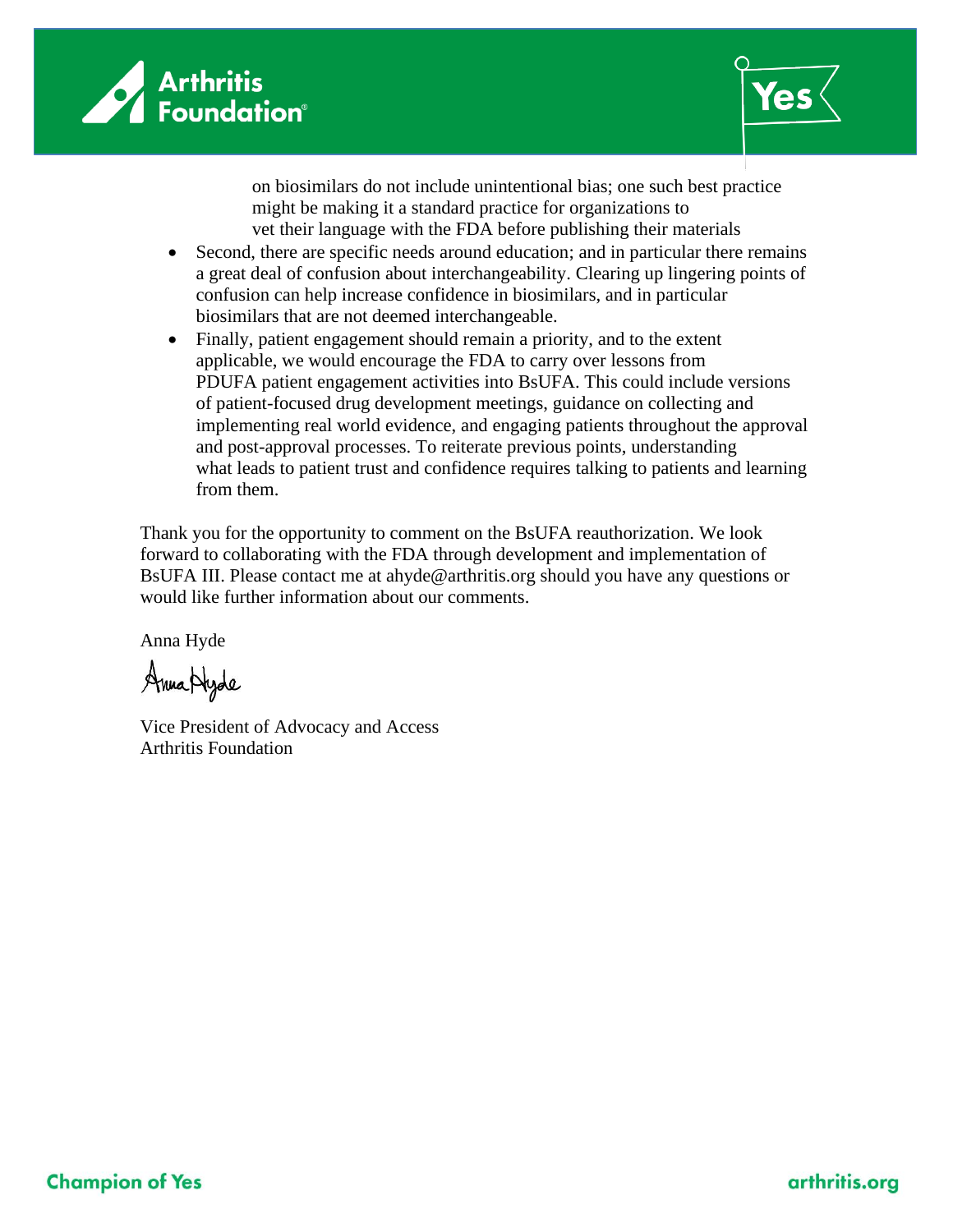on biosimilars do not include unintentional bias; one such best practice might be making it a standard practice for organizations to vet their language with the FDA before publishing their materials

- Second, there are specific needs around education; and in particular there remains a great deal of confusion about interchangeability. Clearing up lingering points of confusion can help increase confidence in biosimilars, and in particular biosimilars that are not deemed interchangeable.
- Finally, patient engagement should remain a priority, and to the extent applicable, we would encourage the FDA to carry over lessons from PDUFA patient engagement activities into BsUFA. This could include versions of patient-focused drug development meetings, guidance on collecting and implementing real world evidence, and engaging patients throughout the approval and post-approval processes. To reiterate previous points, understanding what leads to patient trust and confidence requires talking to patients and learning from them.

Thank you for the opportunity to comment on the BsUFA reauthorization. We look forward to collaborating with the FDA through development and implementation of BsUFA III. Please contact me at ahyde@arthritis.org should you have any questions or would like further information about our comments.

Anna Hyde

Vice President of Advocacy and Access
Arthritis Foundation